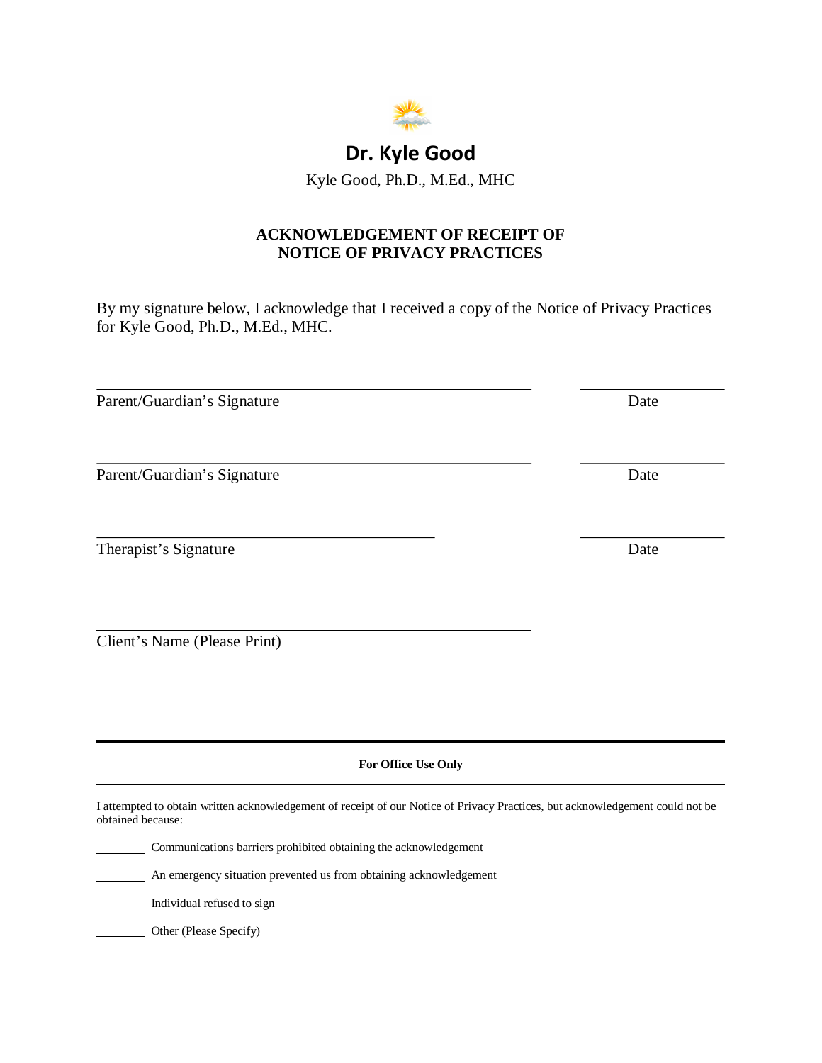# Dr. Kyle Good

Kyle Good, Ph.D., M.Ed., MHC

## ACKNOWLEDGEMENT OF RECEIPT OF NOTICE OF PRIVACY PRACTICES

By my signature below, I acknowledge that I received a copy of the Notice of Privacy Practices for Kyle Good, Ph.D., M.Ed., MHC.

_______________________________________________ ________________

Parent/Guardian's Signature Date

_______________________________________________ ________________

Parent/Guardian's Signature Date

_____________________________________ ________________

Therapist's Signature Date

_______________________________________________

Client's Name (Please Print)

---

**For Office Use Only**

---

I attempted to obtain written acknowledgement of receipt of our Notice of Privacy Practices, but acknowledgement could not be obtained because:

_______ Communications barriers prohibited obtaining the acknowledgement

_______ An emergency situation prevented us from obtaining acknowledgement

_______ Individual refused to sign

_______ Other (Please Specify)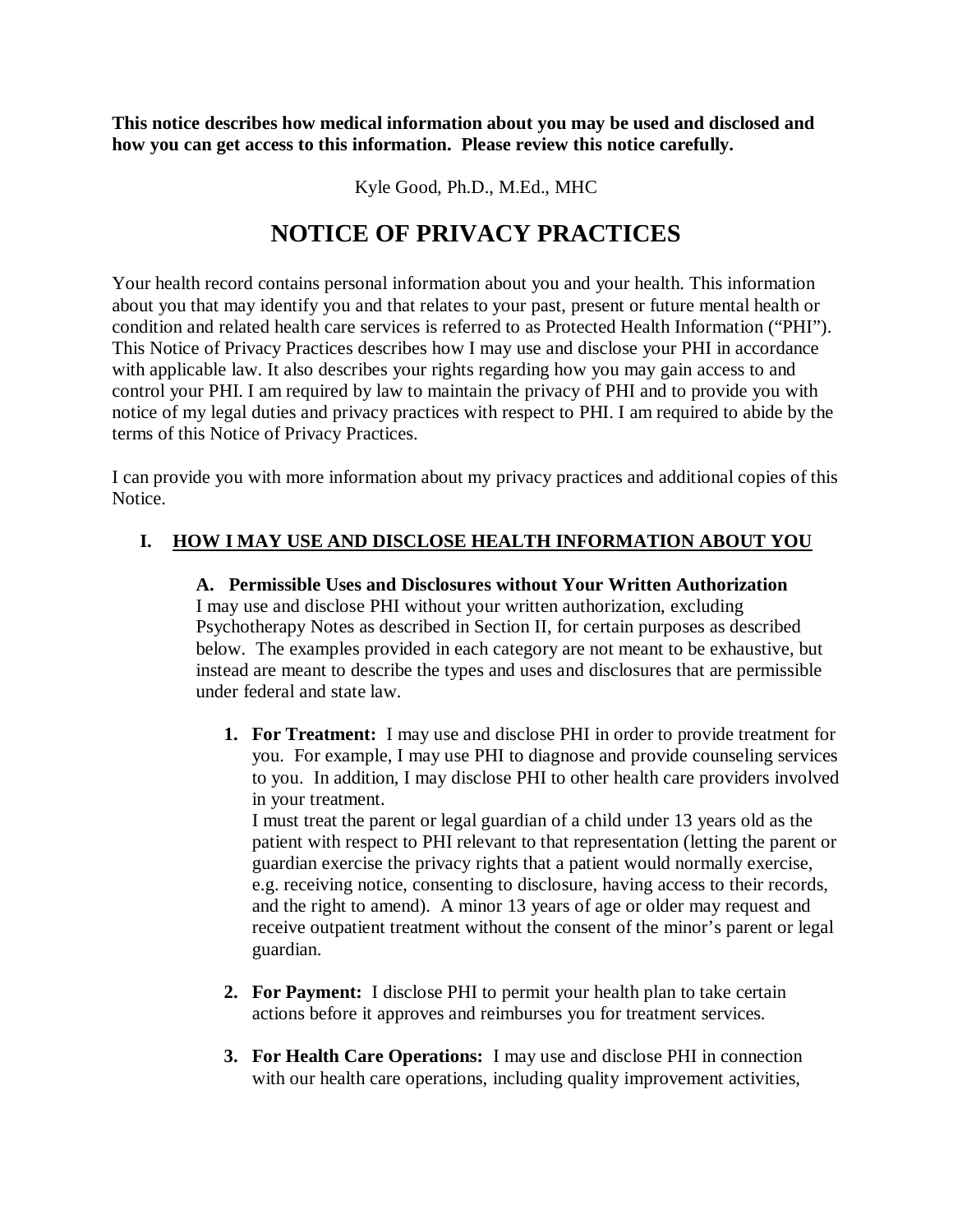**This notice describes how medical information about you may be used and disclosed and how you can get access to this information. Please review this notice carefully.**

Kyle Good, Ph.D., M.Ed., MHC

# NOTICE OF PRIVACY PRACTICES

Your health record contains personal information about you and your health. This information about you that may identify you and that relates to your past, present or future mental health or condition and related health care services is referred to as Protected Health Information ("PHI"). This Notice of Privacy Practices describes how I may use and disclose your PHI in accordance with applicable law. It also describes your rights regarding how you may gain access to and control your PHI. I am required by law to maintain the privacy of PHI and to provide you with notice of my legal duties and privacy practices with respect to PHI. I am required to abide by the terms of this Notice of Privacy Practices.

I can provide you with more information about my privacy practices and additional copies of this Notice.

## I. HOW I MAY USE AND DISCLOSE HEALTH INFORMATION ABOUT YOU

### A. Permissible Uses and Disclosures without Your Written Authorization

I may use and disclose PHI without your written authorization, excluding Psychotherapy Notes as described in Section II, for certain purposes as described below. The examples provided in each category are not meant to be exhaustive, but instead are meant to describe the types and uses and disclosures that are permissible under federal and state law.

1. **For Treatment:** I may use and disclose PHI in order to provide treatment for you. For example, I may use PHI to diagnose and provide counseling services to you. In addition, I may disclose PHI to other health care providers involved in your treatment.
   I must treat the parent or legal guardian of a child under 13 years old as the patient with respect to PHI relevant to that representation (letting the parent or guardian exercise the privacy rights that a patient would normally exercise, e.g. receiving notice, consenting to disclosure, having access to their records, and the right to amend). A minor 13 years of age or older may request and receive outpatient treatment without the consent of the minor's parent or legal guardian.

2. **For Payment:** I disclose PHI to permit your health plan to take certain actions before it approves and reimburses you for treatment services.

3. **For Health Care Operations:** I may use and disclose PHI in connection with our health care operations, including quality improvement activities,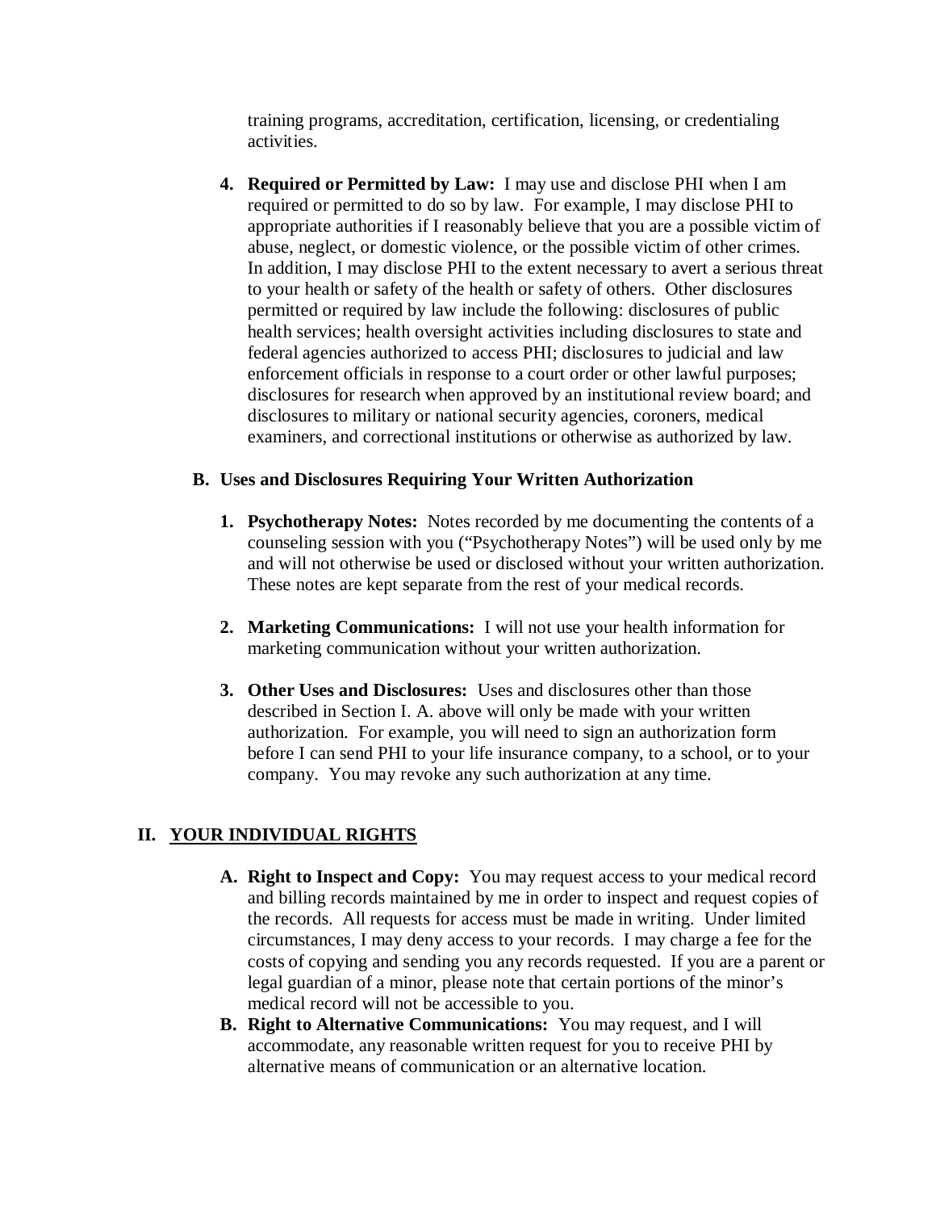training programs, accreditation, certification, licensing, or credentialing activities.

4. **Required or Permitted by Law:** I may use and disclose PHI when I am required or permitted to do so by law. For example, I may disclose PHI to appropriate authorities if I reasonably believe that you are a possible victim of abuse, neglect, or domestic violence, or the possible victim of other crimes. In addition, I may disclose PHI to the extent necessary to avert a serious threat to your health or safety of the health or safety of others. Other disclosures permitted or required by law include the following: disclosures of public health services; health oversight activities including disclosures to state and federal agencies authorized to access PHI; disclosures to judicial and law enforcement officials in response to a court order or other lawful purposes; disclosures for research when approved by an institutional review board; and disclosures to military or national security agencies, coroners, medical examiners, and correctional institutions or otherwise as authorized by law.

**B. Uses and Disclosures Requiring Your Written Authorization**

1. **Psychotherapy Notes:** Notes recorded by me documenting the contents of a counseling session with you ("Psychotherapy Notes") will be used only by me and will not otherwise be used or disclosed without your written authorization. These notes are kept separate from the rest of your medical records.

2. **Marketing Communications:** I will not use your health information for marketing communication without your written authorization.

3. **Other Uses and Disclosures:** Uses and disclosures other than those described in Section I. A. above will only be made with your written authorization. For example, you will need to sign an authorization form before I can send PHI to your life insurance company, to a school, or to your company. You may revoke any such authorization at any time.

## II. YOUR INDIVIDUAL RIGHTS

**A. Right to Inspect and Copy:** You may request access to your medical record and billing records maintained by me in order to inspect and request copies of the records. All requests for access must be made in writing. Under limited circumstances, I may deny access to your records. I may charge a fee for the costs of copying and sending you any records requested. If you are a parent or legal guardian of a minor, please note that certain portions of the minor's medical record will not be accessible to you.

**B. Right to Alternative Communications:** You may request, and I will accommodate, any reasonable written request for you to receive PHI by alternative means of communication or an alternative location.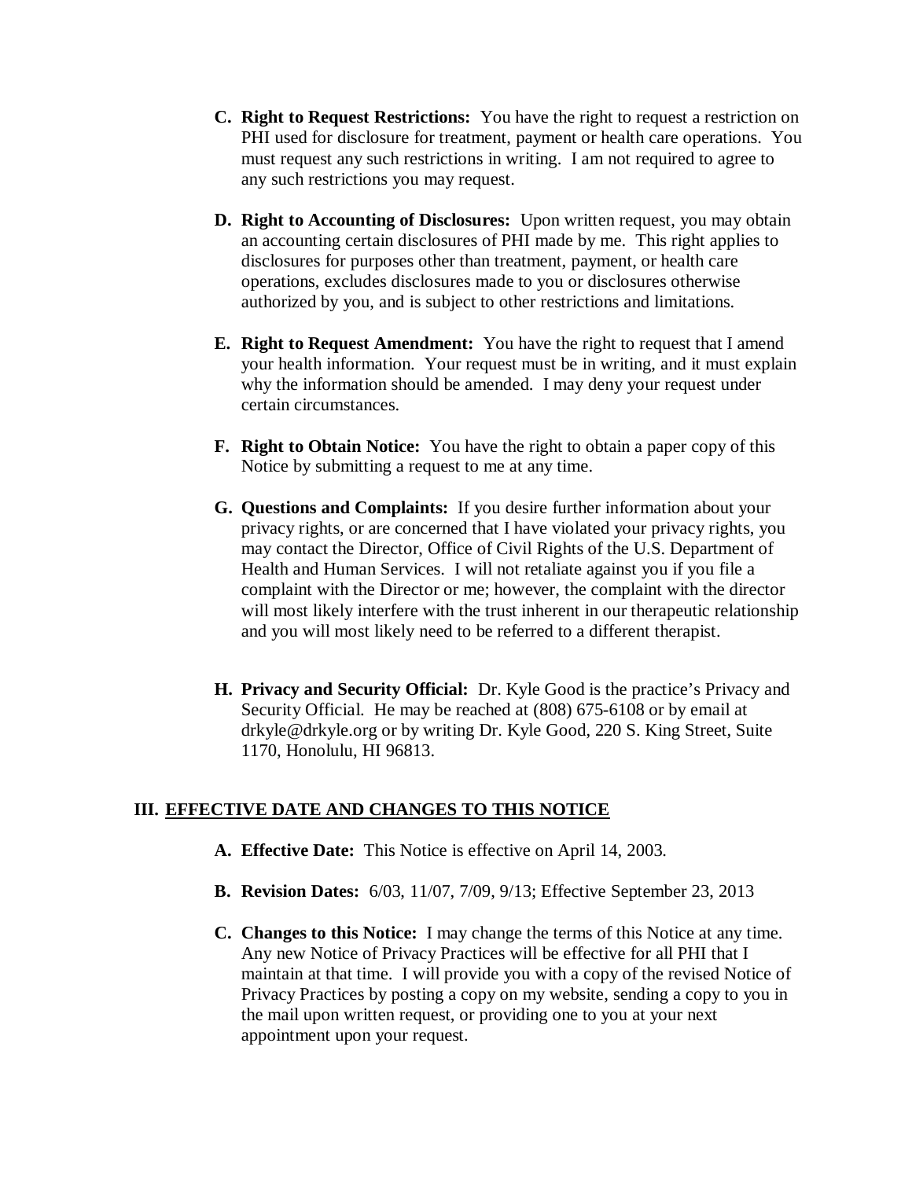C. **Right to Request Restrictions:** You have the right to request a restriction on PHI used for disclosure for treatment, payment or health care operations. You must request any such restrictions in writing. I am not required to agree to any such restrictions you may request.

D. **Right to Accounting of Disclosures:** Upon written request, you may obtain an accounting certain disclosures of PHI made by me. This right applies to disclosures for purposes other than treatment, payment, or health care operations, excludes disclosures made to you or disclosures otherwise authorized by you, and is subject to other restrictions and limitations.

E. **Right to Request Amendment:** You have the right to request that I amend your health information. Your request must be in writing, and it must explain why the information should be amended. I may deny your request under certain circumstances.

F. **Right to Obtain Notice:** You have the right to obtain a paper copy of this Notice by submitting a request to me at any time.

G. **Questions and Complaints:** If you desire further information about your privacy rights, or are concerned that I have violated your privacy rights, you may contact the Director, Office of Civil Rights of the U.S. Department of Health and Human Services. I will not retaliate against you if you file a complaint with the Director or me; however, the complaint with the director will most likely interfere with the trust inherent in our therapeutic relationship and you will most likely need to be referred to a different therapist.

H. **Privacy and Security Official:** Dr. Kyle Good is the practice's Privacy and Security Official. He may be reached at (808) 675-6108 or by email at drkyle@drkyle.org or by writing Dr. Kyle Good, 220 S. King Street, Suite 1170, Honolulu, HI 96813.

## III. EFFECTIVE DATE AND CHANGES TO THIS NOTICE

A. **Effective Date:** This Notice is effective on April 14, 2003.

B. **Revision Dates:** 6/03, 11/07, 7/09, 9/13; Effective September 23, 2013

C. **Changes to this Notice:** I may change the terms of this Notice at any time. Any new Notice of Privacy Practices will be effective for all PHI that I maintain at that time. I will provide you with a copy of the revised Notice of Privacy Practices by posting a copy on my website, sending a copy to you in the mail upon written request, or providing one to you at your next appointment upon your request.